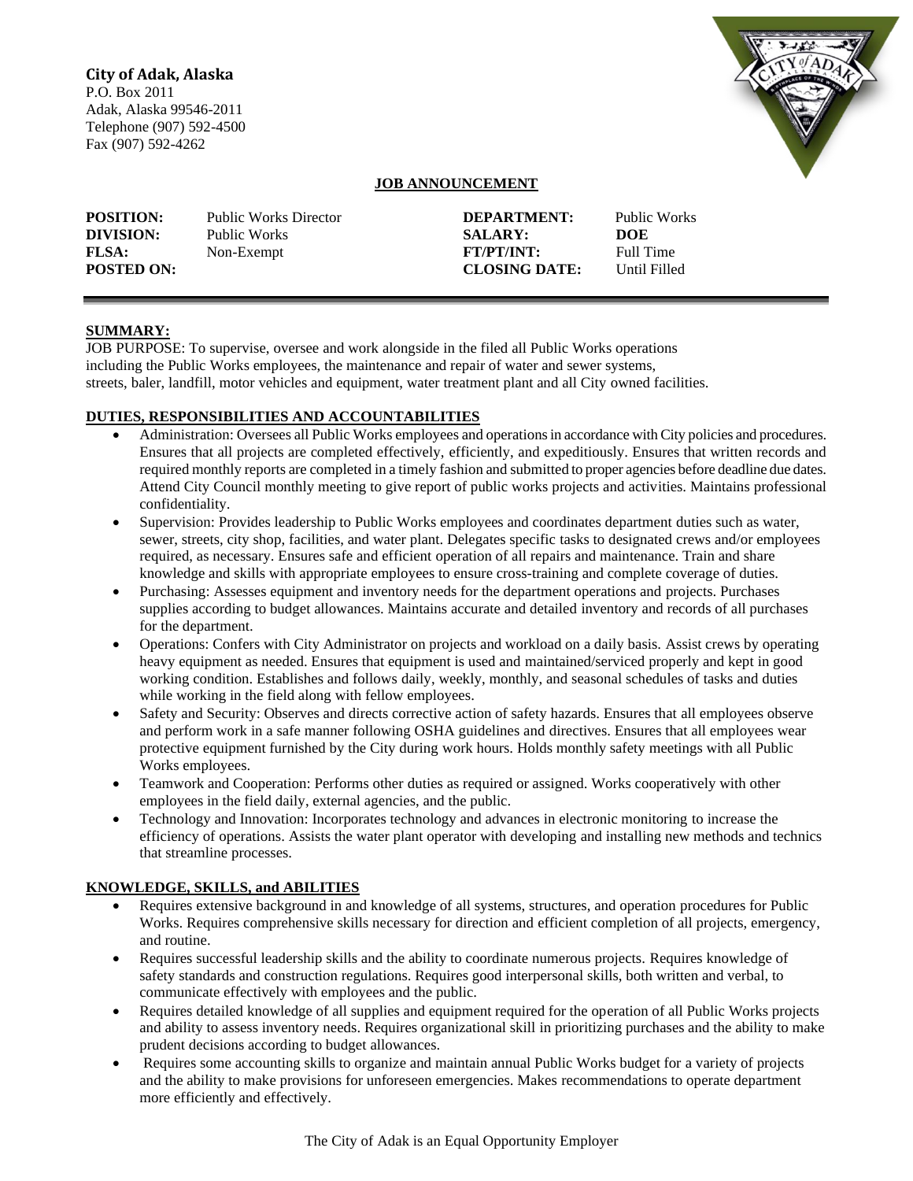**City of Adak, Alaska**
P.O. Box 2011
Adak, Alaska 99546-2011
Telephone (907) 592-4500
Fax (907) 592-4262

## JOB ANNOUNCEMENT

| | | | |
|---|---|---|---|
| **POSITION:** | Public Works Director | **DEPARTMENT:** | Public Works |
| **DIVISION:** | Public Works | **SALARY:** | **DOE** |
| **FLSA:** | Non-Exempt | **FT/PT/INT:** | Full Time |
| **POSTED ON:** | | **CLOSING DATE:** | Until Filled |

### SUMMARY:

JOB PURPOSE: To supervise, oversee and work alongside in the filed all Public Works operations including the Public Works employees, the maintenance and repair of water and sewer systems, streets, baler, landfill, motor vehicles and equipment, water treatment plant and all City owned facilities.

### DUTIES, RESPONSIBILITIES AND ACCOUNTABILITIES

- Administration: Oversees all Public Works employees and operations in accordance with City policies and procedures. Ensures that all projects are completed effectively, efficiently, and expeditiously. Ensures that written records and required monthly reports are completed in a timely fashion and submitted to proper agencies before deadline due dates. Attend City Council monthly meeting to give report of public works projects and activities. Maintains professional confidentiality.
- Supervision: Provides leadership to Public Works employees and coordinates department duties such as water, sewer, streets, city shop, facilities, and water plant. Delegates specific tasks to designated crews and/or employees required, as necessary. Ensures safe and efficient operation of all repairs and maintenance. Train and share knowledge and skills with appropriate employees to ensure cross-training and complete coverage of duties.
- Purchasing: Assesses equipment and inventory needs for the department operations and projects. Purchases supplies according to budget allowances. Maintains accurate and detailed inventory and records of all purchases for the department.
- Operations: Confers with City Administrator on projects and workload on a daily basis. Assist crews by operating heavy equipment as needed. Ensures that equipment is used and maintained/serviced properly and kept in good working condition. Establishes and follows daily, weekly, monthly, and seasonal schedules of tasks and duties while working in the field along with fellow employees.
- Safety and Security: Observes and directs corrective action of safety hazards. Ensures that all employees observe and perform work in a safe manner following OSHA guidelines and directives. Ensures that all employees wear protective equipment furnished by the City during work hours. Holds monthly safety meetings with all Public Works employees.
- Teamwork and Cooperation: Performs other duties as required or assigned. Works cooperatively with other employees in the field daily, external agencies, and the public.
- Technology and Innovation: Incorporates technology and advances in electronic monitoring to increase the efficiency of operations. Assists the water plant operator with developing and installing new methods and technics that streamline processes.

### KNOWLEDGE, SKILLS, and ABILITIES

- Requires extensive background in and knowledge of all systems, structures, and operation procedures for Public Works. Requires comprehensive skills necessary for direction and efficient completion of all projects, emergency, and routine.
- Requires successful leadership skills and the ability to coordinate numerous projects. Requires knowledge of safety standards and construction regulations. Requires good interpersonal skills, both written and verbal, to communicate effectively with employees and the public.
- Requires detailed knowledge of all supplies and equipment required for the operation of all Public Works projects and ability to assess inventory needs. Requires organizational skill in prioritizing purchases and the ability to make prudent decisions according to budget allowances.
- Requires some accounting skills to organize and maintain annual Public Works budget for a variety of projects and the ability to make provisions for unforeseen emergencies. Makes recommendations to operate department more efficiently and effectively.

The City of Adak is an Equal Opportunity Employer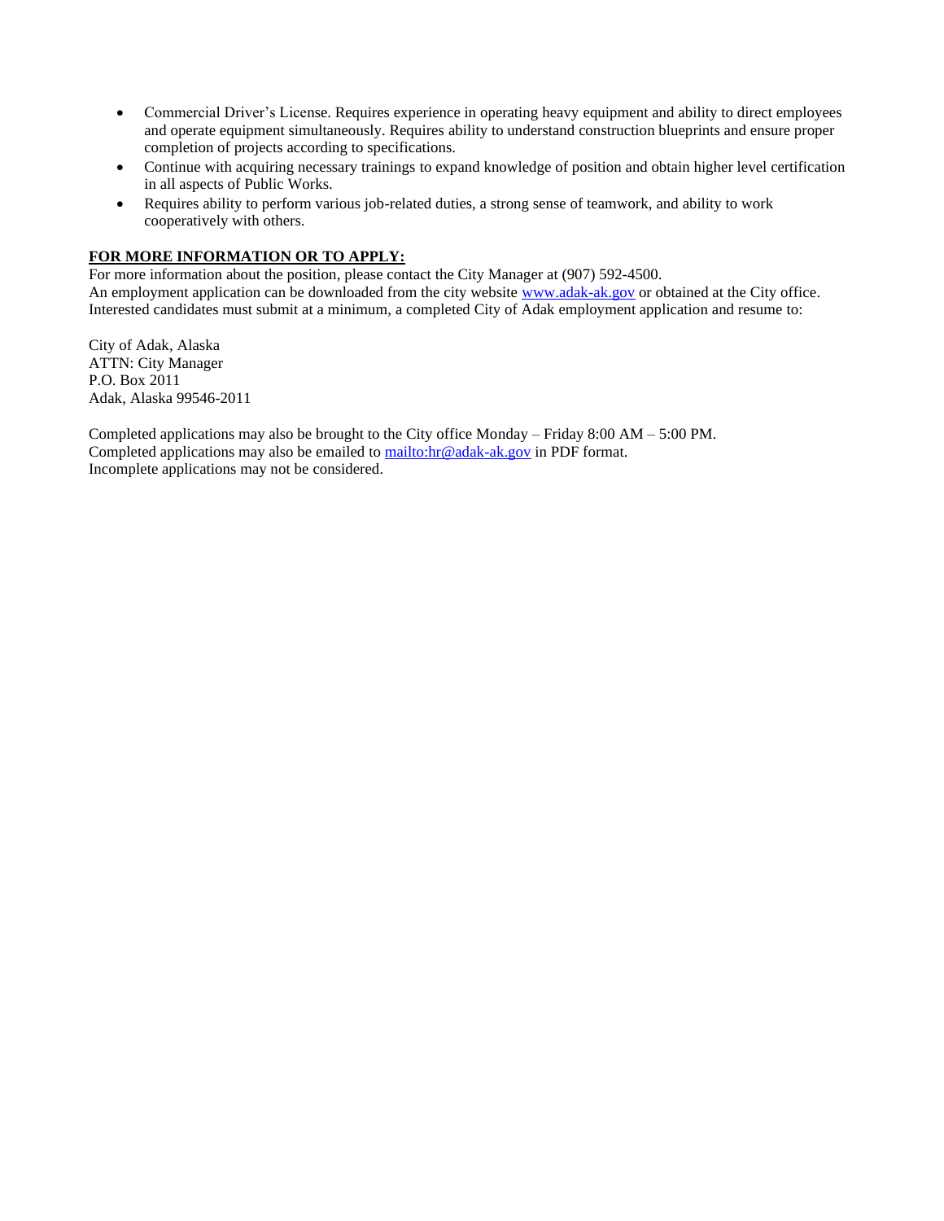- Commercial Driver's License. Requires experience in operating heavy equipment and ability to direct employees and operate equipment simultaneously. Requires ability to understand construction blueprints and ensure proper completion of projects according to specifications.
- Continue with acquiring necessary trainings to expand knowledge of position and obtain higher level certification in all aspects of Public Works.
- Requires ability to perform various job-related duties, a strong sense of teamwork, and ability to work cooperatively with others.

**FOR MORE INFORMATION OR TO APPLY:**

For more information about the position, please contact the City Manager at (907) 592-4500.
An employment application can be downloaded from the city website www.adak-ak.gov or obtained at the City office.
Interested candidates must submit at a minimum, a completed City of Adak employment application and resume to:

City of Adak, Alaska
ATTN: City Manager
P.O. Box 2011
Adak, Alaska 99546-2011

Completed applications may also be brought to the City office Monday – Friday 8:00 AM – 5:00 PM.
Completed applications may also be emailed to mailto:hr@adak-ak.gov in PDF format.
Incomplete applications may not be considered.